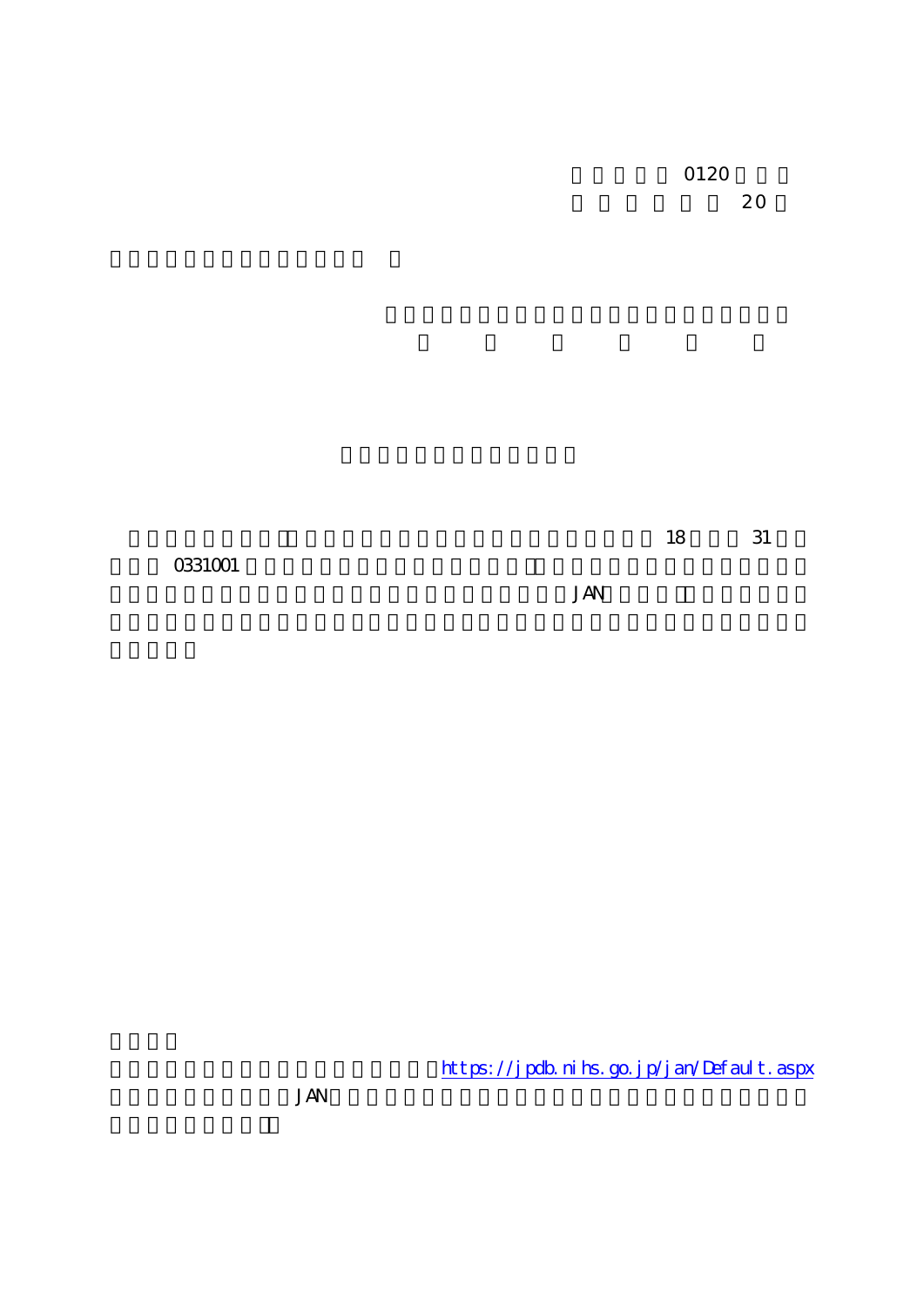0120

20

18 31

0331001

JAN

https://jpdb.nihs.go.jp/jan/Default.aspx

JAN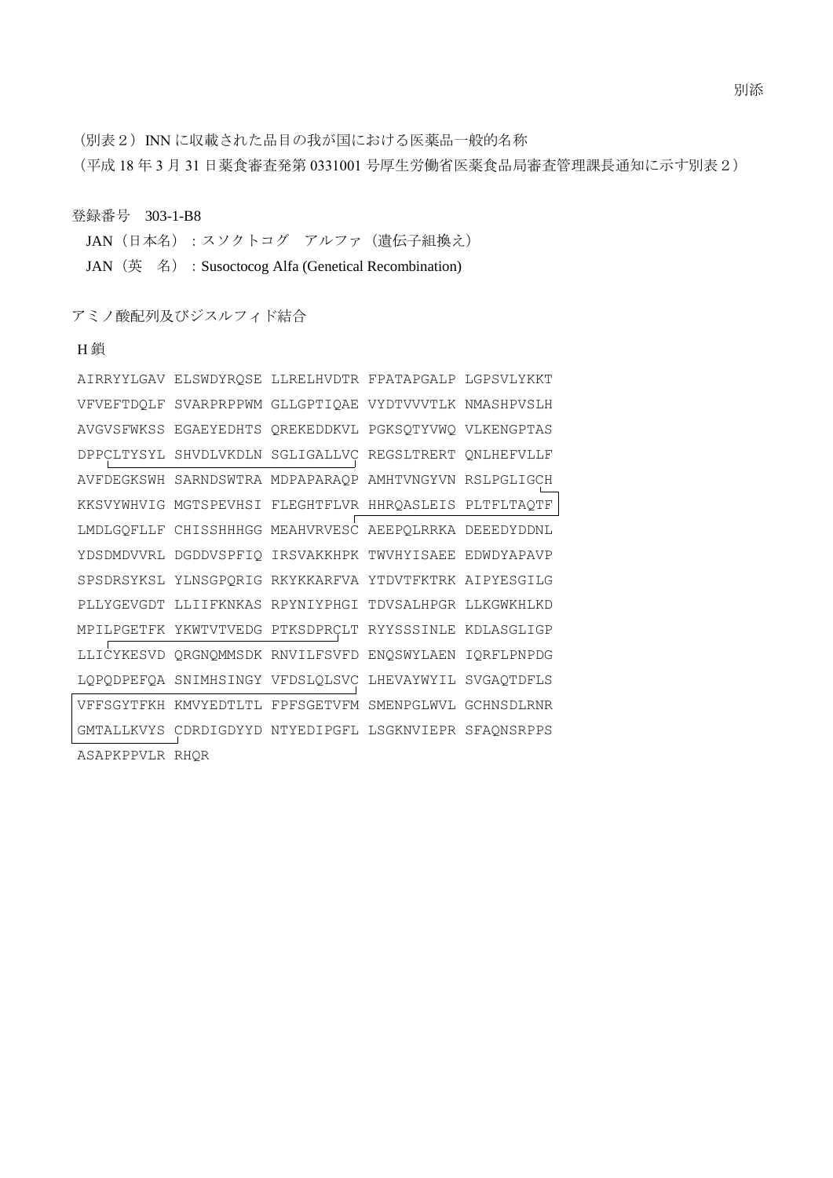別添

（別表２）INN に収載された品目の我が国における医薬品一般的名称

（平成 18 年 3 月 31 日薬食審査発第 0331001 号厚生労働省医薬食品局審査管理課長通知に示す別表２）

登録番号　303-1-B8

JAN（日本名）：スソクトコグ　アルファ（遺伝子組換え）

JAN（英　名）：Susoctocog Alfa (Genetical Recombination)

アミノ酸配列及びジスルフィド結合

H 鎖

```
AIRRYYLGAV ELSWDYRQSE LLRELHVDTR FPATAPGALP LGPSVLYKKT
VFVEFTDQLF SVARPRPPWM GLLGPTIQAE VYDTVVVTLK NMASHPVSLH
AVGVSFWKSS EGAEYEDHTS QREKEDDKVL PGKSQTYVWQ VLKENGPTAS
DPPCLTYSYL SHVDLVKDLN SGLIGALLVC REGSLTRERT QNLHEFVLLF
AVFDEGKSWH SARNDSWTRA MDPAPARAQP AMHTVNGYVN RSLPGLIGCH
KKSVYWHVIG MGTSPEVHSI FLEGHTFLVR HHRQASLEIS PLTFLTAQTF
LMDLGQFLLF CHISSHHHGG MEAHVRVESC AEEPQLRRKA DEEEDYDDNL
YDSDMDVVRL DGDDVSPFIQ IRSVAKKHPK TWVHYISAEE EDWDYAPAVP
SPSDRSYKSL YLNSGPQRIG RKYKKARFVA YTDVTFKTRK AIPYESGILG
PLLYGEVGDT LLIIFKNKAS RPYNIYPHGI TDVSALHPGR LLKGWKHLKD
MPILPGETFK YKWTVTVEDG PTKSDPRCLT RYYSSSINLE KDLASGLIGP
LLICYKESVD QRGNQMMSDK RNVILFSVFD ENQSWYLAEN IQRFLPNPDG
LQPQDPEFQA SNIMHSINGY VFDSLQLSVC LHEVAYWYIL SVGAQTDFLS
VFFSGYTFKH KMVYEDTLTL FPFSGETVFM SMENPGLWVL GCHNSDLRNR
GMTALLKVYS CDRDIGDYYD NTYEDIPGFL LSGKNVIEPR SFAQNSRPPS
ASAPKPPVLR RHQR
```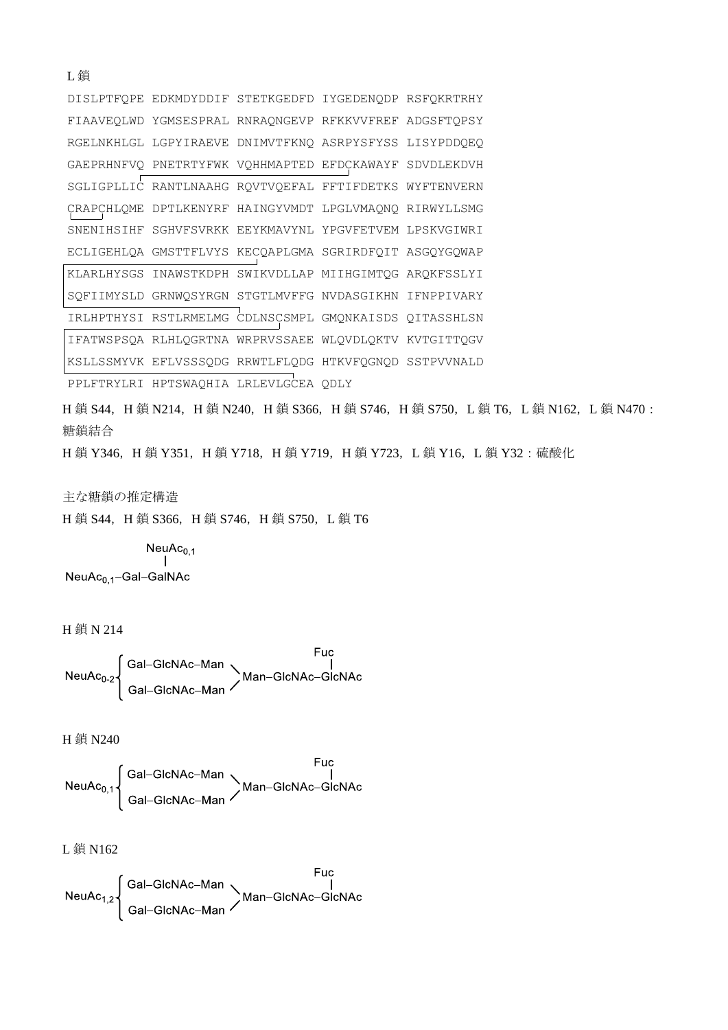L 鎖

```
DISLPTFQPE EDKMDYDDIF STETKGEDFD IYGEDENQDP RSFQKRTRHY
FIAAVEQLWD YGMSESPRAL RNRAQNGEVP RFKKVVFREF ADGSFTQPSY
RGELNKHLGL LGPYIRAEVE DNIMVTFKNQ ASRPYSFYSS LISYPDDQEQ
GAEPRHNFVQ PNETRTYFWK VQHHMAPTED EFDCKAWAYF SDVDLEKDVH
SGLIGPLLIC RANTLNAAHG RQVTVQEFAL FFTIFDETKS WYFTENVERN
CRAPCHLQME DPTLKENYRF HAINGYVMDT LPGLVMAQNQ RIRWYLLSMG
SNENIHSIHF SGHVFSVRKK EEYKMAVYNL YPGVFETVEM LPSKVGIWRI
ECLIGEHLQA GMSTTFLVYS KECQAPLGMA SGRIRDFQIT ASGQYGQWAP
KLARLHYSGS INAWSTKDPH SWIKVDLLAP MIIHGIMTQG ARQKFSSLYI
SQFIIMYSLD GRNWQSYRGN STGTLMVFFG NVDASGIKHN IFNPPIVARY
IRLHPTHYSI RSTLRMELMG CDLNSCSMPL GMQNKAISDS QITASSHLSN
IFATWSPSQA RLHLQGRTNA WRPRVSSAEE WLQVDLQKTV KVTGITTQGV
KSLLSSMYVK EFLVSSSQDG RRWTLFLQDG HTKVFQGNQD SSTPVVNALD
PPLFTRYLRI HPTSWAQHIA LRLEVLGCEA QDLY
```

H 鎖 S44，H 鎖 N214，H 鎖 N240，H 鎖 S366，H 鎖 S746，H 鎖 S750，L 鎖 T6，L 鎖 N162，L 鎖 N470：糖鎖結合

H 鎖 Y346，H 鎖 Y351，H 鎖 Y718，H 鎖 Y719，H 鎖 Y723，L 鎖 Y16，L 鎖 Y32：硫酸化

主な糖鎖の推定構造

H 鎖 S44，H 鎖 S366，H 鎖 S746，H 鎖 S750，L 鎖 T6

```
        NeuAc0,1
           |
NeuAc0,1–Gal–GalNAc
```

H 鎖 N 214

```
          ⎧ Gal–GlcNAc–Man ⟍                 Fuc
NeuAc0-2 ⎨                   Man–GlcNAc–GlcNAc
          ⎩ Gal–GlcNAc–Man ⟋
```

H 鎖 N240

```
          ⎧ Gal–GlcNAc–Man ⟍                 Fuc
NeuAc0,1 ⎨                   Man–GlcNAc–GlcNAc
          ⎩ Gal–GlcNAc–Man ⟋
```

L 鎖 N162

```
          ⎧ Gal–GlcNAc–Man ⟍                 Fuc
NeuAc1,2 ⎨                   Man–GlcNAc–GlcNAc
          ⎩ Gal–GlcNAc–Man ⟋
```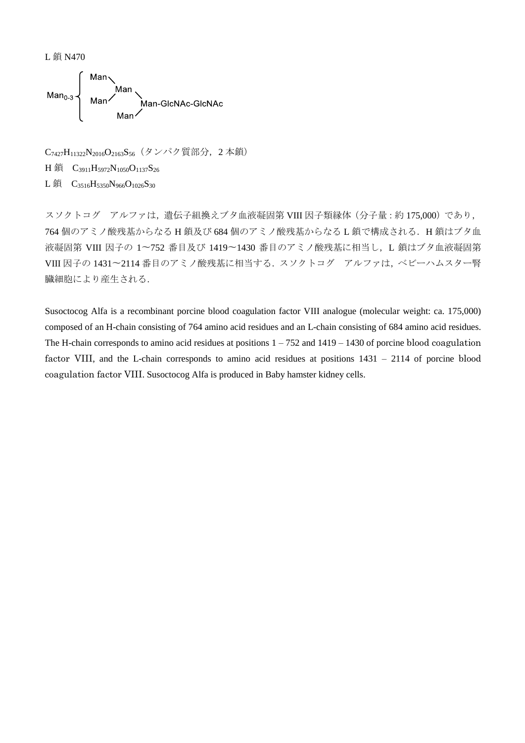L 鎖 N470

```
        ┌ Man╲
        │      Man ╲
Man0-3 ─┤ Man╱        Man-GlcNAc-GlcNAc
        │        Man╱
        └
```

$C_{7427}H_{11322}N_{2016}O_{2163}S_{56}$（タンパク質部分，2 本鎖）

H 鎖　$C_{3911}H_{5972}N_{1050}O_{1137}S_{26}$

L 鎖　$C_{3516}H_{5350}N_{966}O_{1026}S_{30}$

スソクトコグ　アルファは，遺伝子組換えブタ血液凝固第 VIII 因子類縁体（分子量 : 約 175,000）であり，764 個のアミノ酸残基からなる H 鎖及び 684 個のアミノ酸残基からなる L 鎖で構成される．H 鎖はブタ血液凝固第 VIII 因子の 1～752 番目及び 1419～1430 番目のアミノ酸残基に相当し，L 鎖はブタ血液凝固第 VIII 因子の 1431～2114 番目のアミノ酸残基に相当する．スソクトコグ　アルファは，ベビーハムスター腎臓細胞により産生される．

Susoctocog Alfa is a recombinant porcine blood coagulation factor VIII analogue (molecular weight: ca. 175,000) composed of an H-chain consisting of 764 amino acid residues and an L-chain consisting of 684 amino acid residues. The H-chain corresponds to amino acid residues at positions 1 – 752 and 1419 – 1430 of porcine blood coagulation factor VIII, and the L-chain corresponds to amino acid residues at positions 1431 – 2114 of porcine blood coagulation factor VIII. Susoctocog Alfa is produced in Baby hamster kidney cells.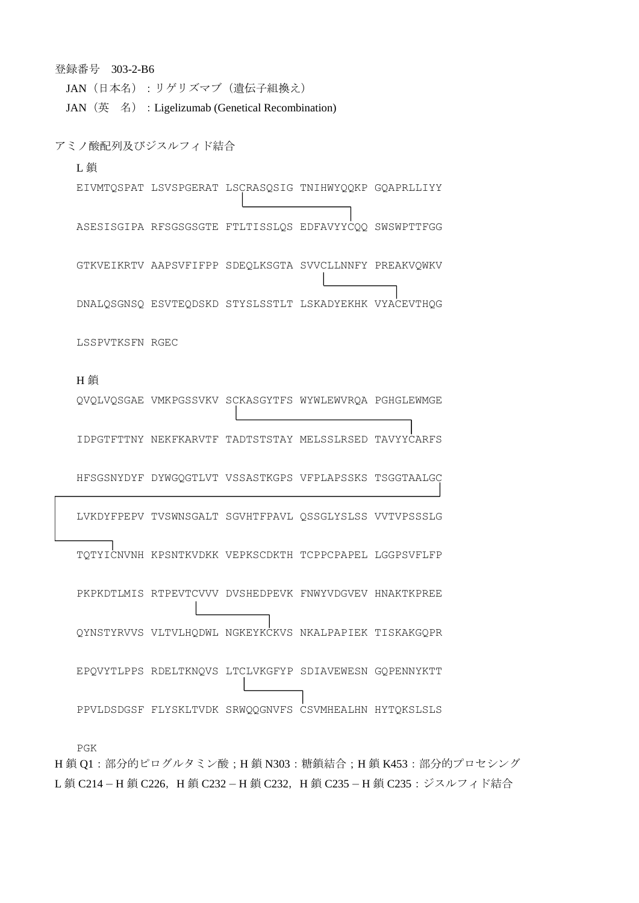登録番号　303-2-B6

JAN（日本名）：リゲリズマブ（遺伝子組換え）

JAN（英　名）：Ligelizumab (Genetical Recombination)

アミノ酸配列及びジスルフィド結合

L 鎖

```
EIVMTQSPAT LSVSPGERAT LSCRASQSIG TNIHWYQQKP GQAPRLLIYY

ASESISGIPA RFSGSGSGTE FTLTISSLQS EDFAVYYCQQ SWSWPTTFGG

GTKVEIKRTV AAPSVFIFPP SDEQLKSGTA SVVCLLNNFY PREAKVQWKV

DNALQSGNSQ ESVTEQDSKD STYSLSSTLT LSKADYEKHK VYACEVTHQG

LSSPVTKSFN RGEC
```

H 鎖

```
QVQLVQSGAE VMKPGSSVKV SCKASGYTFS WYWLEWVRQA PGHGLEWMGE

IDPGTFTTNY NEKFKARVTF TADTSTSTAY MELSSLRSED TAVYYCARFS

HFSGSNYDYF DYWGQGTLVT VSSASTKGPS VFPLAPSSKS TSGGTAALGC

LVKDYFPEPV TVSWNSGALT SGVHTFPAVL QSSGLYSLSS VVTVPSSSLG

TQTYICNVNH KPSNTKVDKK VEPKSCDKTH TCPPCPAPEL LGGPSVFLFP

PKPKDTLMIS RTPEVTCVVV DVSHEDPEVK FNWYVDGVEV HNAKTKPREE

QYNSTYRVVS VLTVLHQDWL NGKEYKCKVS NKALPAPIEK TISKAKGQPR

EPQVYTLPPS RDELTKNQVS LTCLVKGFYP SDIAVEWESN GQPENNYKTT

PPVLDSDGSF FLYSKLTVDK SRWQQGNVFS CSVMHEALHN HYTQKSLSLS

PGK
```

H 鎖 Q1：部分的ピログルタミン酸；H 鎖 N303：糖鎖結合；H 鎖 K453：部分的プロセシング

L 鎖 C214 – H 鎖 C226，H 鎖 C232 – H 鎖 C232，H 鎖 C235 – H 鎖 C235：ジスルフィド結合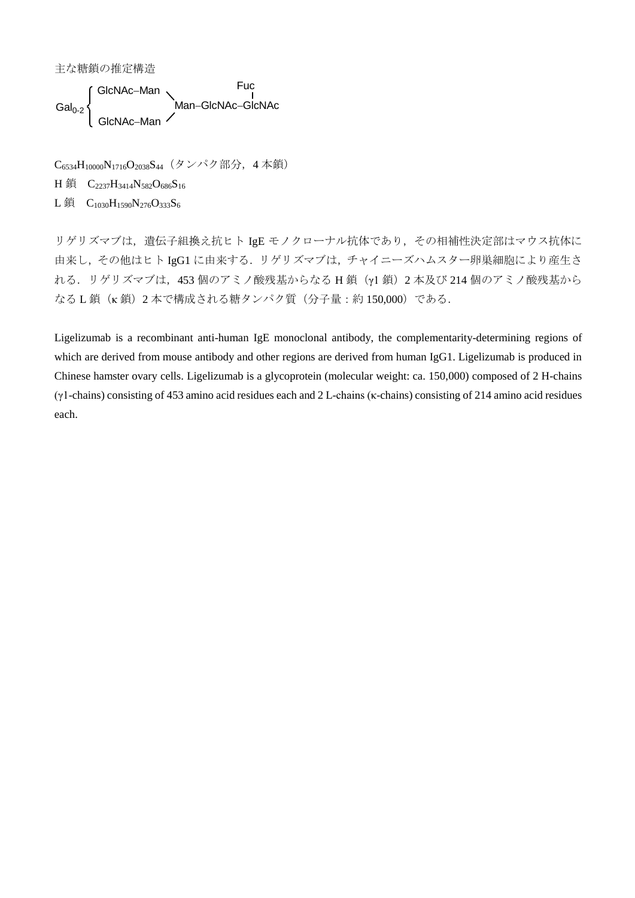主な糖鎖の推定構造

```
        ┌ GlcNAc–Man ╲          Fuc
Gal0-2 ┤              Man–GlcNAc–GlcNAc
        └ GlcNAc–Man ╱
```

$C_{6534}H_{10000}N_{1716}O_{2038}S_{44}$（タンパク部分，4 本鎖）

H 鎖　$C_{2237}H_{3414}N_{582}O_{686}S_{16}$

L 鎖　$C_{1030}H_{1590}N_{276}O_{333}S_{6}$

リゲリズマブは，遺伝子組換え抗ヒト IgE モノクローナル抗体であり，その相補性決定部はマウス抗体に由来し，その他はヒト IgG1 に由来する．リゲリズマブは，チャイニーズハムスター卵巣細胞により産生される．リゲリズマブは，453 個のアミノ酸残基からなる H 鎖（γ1 鎖）2 本及び 214 個のアミノ酸残基からなる L 鎖（κ 鎖）2 本で構成される糖タンパク質（分子量：約 150,000）である．

Ligelizumab is a recombinant anti-human IgE monoclonal antibody, the complementarity-determining regions of which are derived from mouse antibody and other regions are derived from human IgG1. Ligelizumab is produced in Chinese hamster ovary cells. Ligelizumab is a glycoprotein (molecular weight: ca. 150,000) composed of 2 H-chains (γ1-chains) consisting of 453 amino acid residues each and 2 L-chains (κ-chains) consisting of 214 amino acid residues each.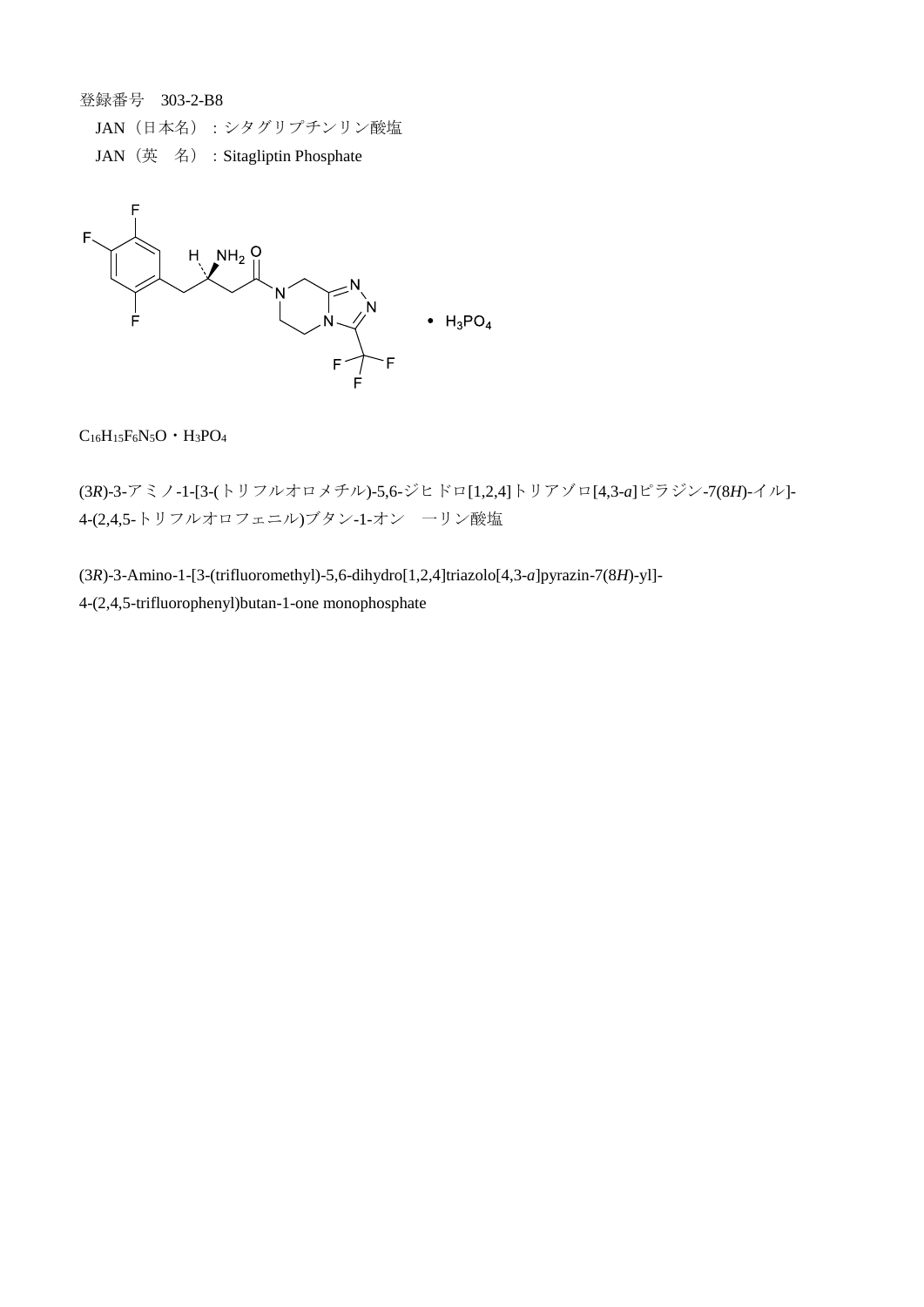登録番号　303-2-B8

JAN（日本名）：シタグリプチンリン酸塩

JAN（英　名）：Sitagliptin Phosphate

$C_{16}H_{15}F_6N_5O \cdot H_3PO_4$

(3*R*)-3-アミノ-1-[3-(トリフルオロメチル)-5,6-ジヒドロ[1,2,4]トリアゾロ[4,3-*a*]ピラジン-7(8*H*)-イル]-4-(2,4,5-トリフルオロフェニル)ブタン-1-オン　一リン酸塩

(3*R*)-3-Amino-1-[3-(trifluoromethyl)-5,6-dihydro[1,2,4]triazolo[4,3-*a*]pyrazin-7(8*H*)-yl]-4-(2,4,5-trifluorophenyl)butan-1-one monophosphate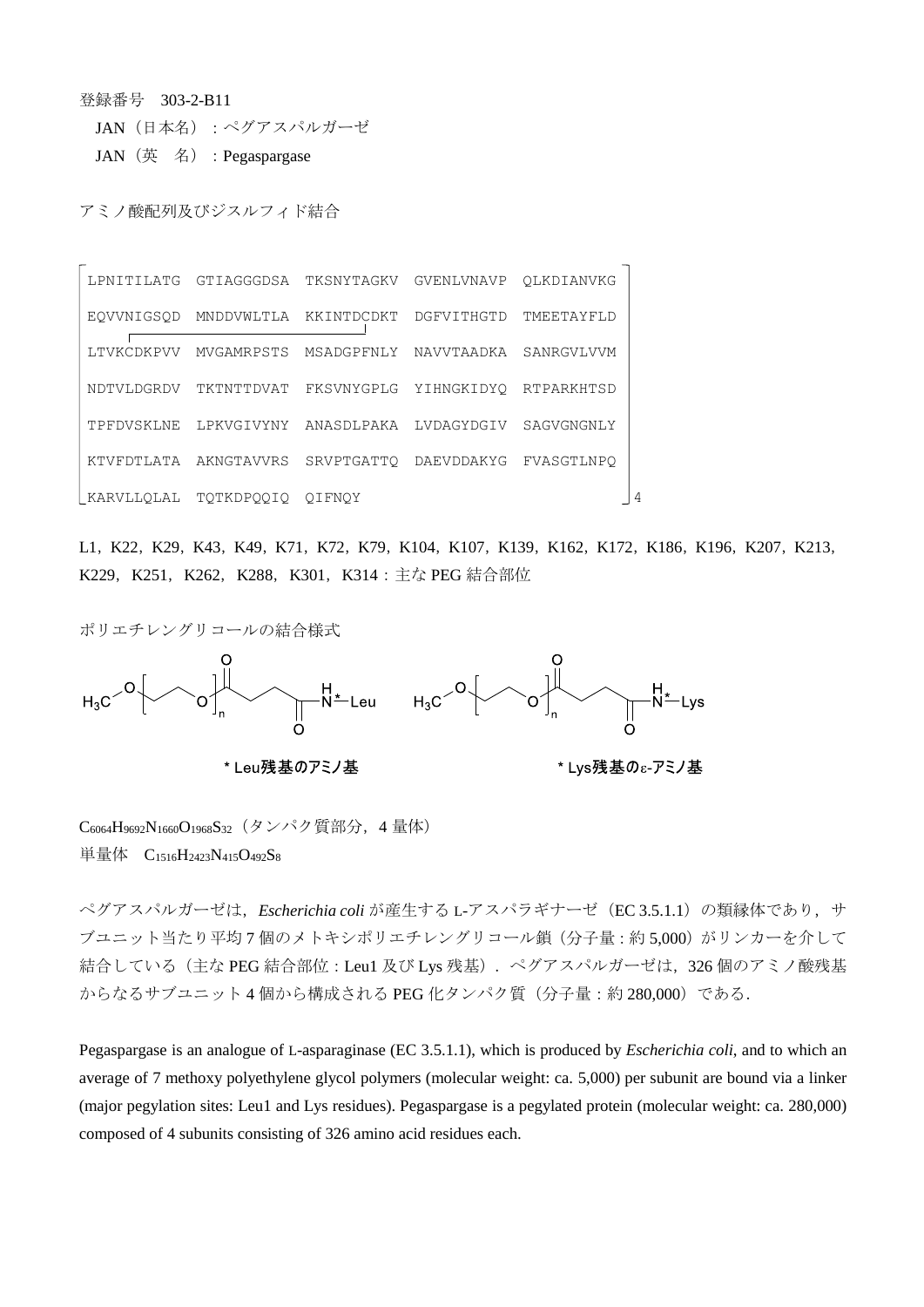登録番号　303-2-B11

JAN（日本名）：ペグアスパルガーゼ

JAN（英　名）：Pegaspargase

アミノ酸配列及びジスルフィド結合

```
LPNITILATG GTIAGGGDSA TKSNYTAGKV GVENLVNAVP QLKDIANVKG
EQVVNIGSQD MNDDVWLTLA KKINTDCDKT DGFVITHGTD TMEETAYFLD
LTVKCDKPVV MVGAMRPSTS MSADGPFNLY NAVVTAADKA SANRGVLVVM
NDTVLDGRDV TKTNTTDVAT FKSVNYGPLG YIHNGKIDYQ RTPARKHTSD
TPFDVSKLNE LPKVGIVYNY ANASDLPAKA LVDAGYDGIV SAGVGNGNLY
KTVFDTLATA AKNGTAVVRS SRVPTGATTQ DAEVDDAKYG FVASGTLNPQ
KARVLLQLAL TQTKDPQQIQ QIFNQY
```
（4量体；C77–C105 ジスルフィド結合）

L1，K22，K29，K43，K49，K71，K72，K79，K104，K107，K139，K162，K172，K186，K196，K207，K213，K229，K251，K262，K288，K301，K314：主な PEG 結合部位

ポリエチレングリコールの結合様式

$H_3C-O-[CH_2CH_2O]_n-CO-CH_2CH_2-CO-NH^*-Leu$　　$H_3C-O-[CH_2CH_2O]_n-CO-CH_2CH_2-CO-NH^*-Lys$

\* Leu残基のアミノ基　　　　\* Lys残基のε-アミノ基

$C_{6064}H_{9692}N_{1660}O_{1968}S_{32}$（タンパク質部分，4 量体）

単量体　$C_{1516}H_{2423}N_{415}O_{492}S_8$

ペグアスパルガーゼは，*Escherichia coli* が産生する L-アスパラギナーゼ（EC 3.5.1.1）の類縁体であり，サブユニット当たり平均 7 個のメトキシポリエチレングリコール鎖（分子量：約 5,000）がリンカーを介して結合している（主な PEG 結合部位：Leu1 及び Lys 残基）．ペグアスパルガーゼは，326 個のアミノ酸残基からなるサブユニット 4 個から構成される PEG 化タンパク質（分子量：約 280,000）である．

Pegaspargase is an analogue of L-asparaginase (EC 3.5.1.1), which is produced by *Escherichia coli*, and to which an average of 7 methoxy polyethylene glycol polymers (molecular weight: ca. 5,000) per subunit are bound via a linker (major pegylation sites: Leu1 and Lys residues). Pegaspargase is a pegylated protein (molecular weight: ca. 280,000) composed of 4 subunits consisting of 326 amino acid residues each.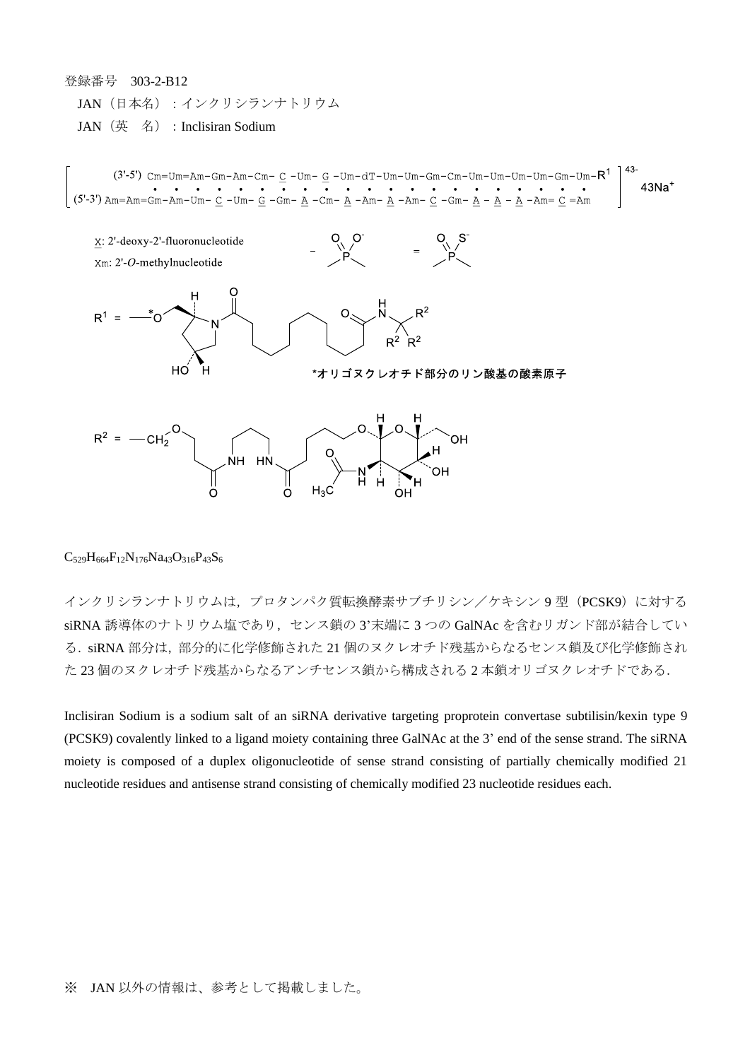登録番号　303-2-B12

JAN（日本名）：インクリシランナトリウム

JAN（英　名）：Inclisiran Sodium

```
[ (3'-5') Cm=Um=Am-Gm-Am-Cm- C -Um- G -Um-dT-Um-Um-Gm-Cm-Um-Um-Um-Um-Gm-Um-R1 ]43-
          •   •  •  •  •  •  •   •   •  •   •  •  •  •  •  •  •  •  •  •  •        43Na+
[ (5'-3') Am=Am=Gm-Am-Um- C -Um- G -Gm- A -Cm- A -Am- A -Am- C -Gm- A - A - A -Am= C =Am ]
```

X: 2'-deoxy-2'-fluoronucleotide

Xm: 2'-*O*-methylnucleotide

*オリゴヌクレオチド部分のリン酸基の酸素原子

$C_{529}H_{664}F_{12}N_{176}Na_{43}O_{316}P_{43}S_6$

インクリシランナトリウムは，プロタンパク質転換酵素サブチリシン／ケキシン 9 型（PCSK9）に対する siRNA 誘導体のナトリウム塩であり，センス鎖の 3'末端に 3 つの GalNAc を含むリガンド部が結合している．siRNA 部分は，部分的に化学修飾された 21 個のヌクレオチド残基からなるセンス鎖及び化学修飾された 23 個のヌクレオチド残基からなるアンチセンス鎖から構成される 2 本鎖オリゴヌクレオチドである．

Inclisiran Sodium is a sodium salt of an siRNA derivative targeting proprotein convertase subtilisin/kexin type 9 (PCSK9) covalently linked to a ligand moiety containing three GalNAc at the 3' end of the sense strand. The siRNA moiety is composed of a duplex oligonucleotide of sense strand consisting of partially chemically modified 21 nucleotide residues and antisense strand consisting of chemically modified 23 nucleotide residues each.

※　JAN 以外の情報は、参考として掲載しました。